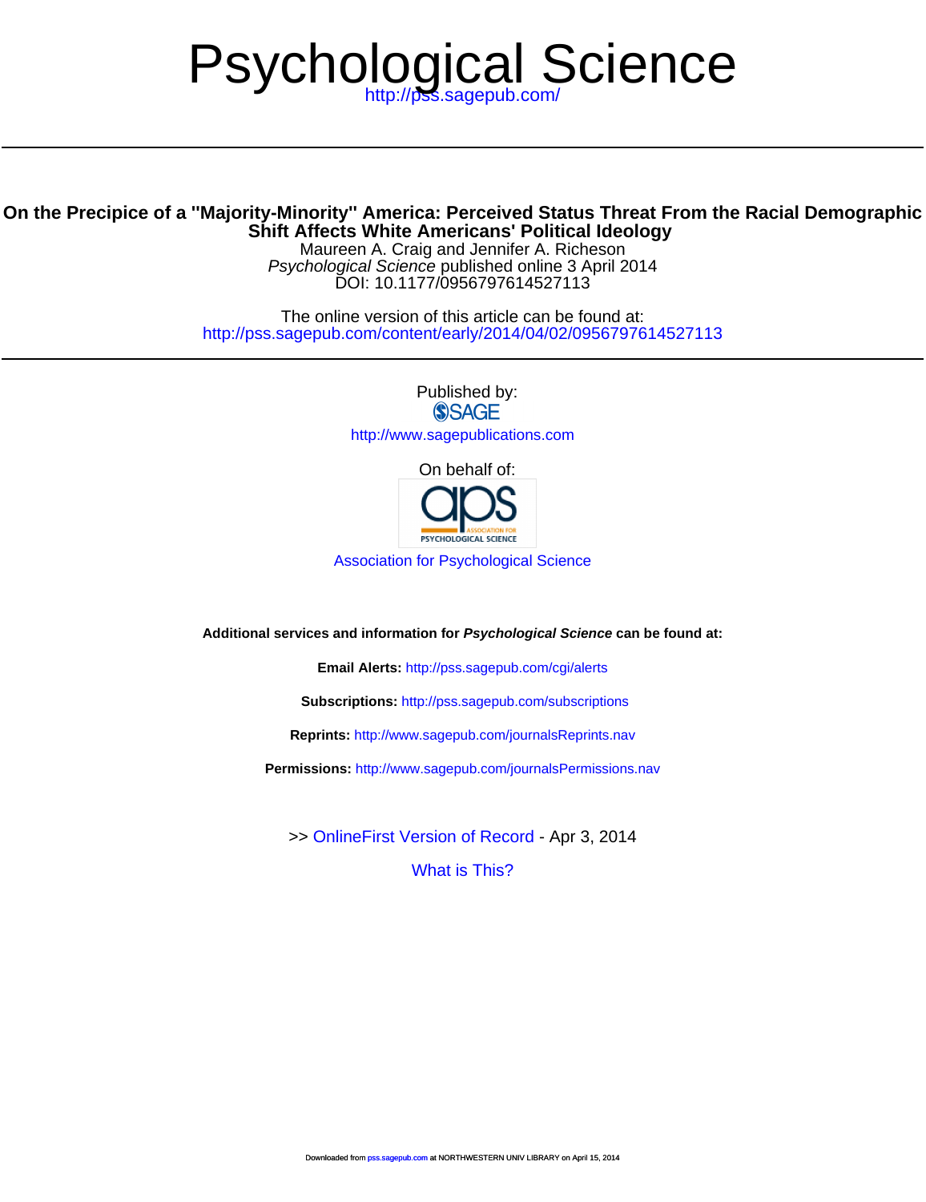# Psychological Science

http://pss.sagepub.com/

---

## On the Precipice of a "Majority-Minority" America: Perceived Status Threat From the Racial Demographic Shift Affects White Americans' Political Ideology

Maureen A. Craig and Jennifer A. Richeson

*Psychological Science* published online 3 April 2014

DOI: 10.1177/0956797614527113

The online version of this article can be found at:

http://pss.sagepub.com/content/early/2014/04/02/0956797614527113

---

Published by:

SAGE

http://www.sagepublications.com

On behalf of:

aps ASSOCIATION FOR PSYCHOLOGICAL SCIENCE

Association for Psychological Science

**Additional services and information for *Psychological Science* can be found at:**

**Email Alerts:** http://pss.sagepub.com/cgi/alerts

**Subscriptions:** http://pss.sagepub.com/subscriptions

**Reprints:** http://www.sagepub.com/journalsReprints.nav

**Permissions:** http://www.sagepub.com/journalsPermissions.nav

>> OnlineFirst Version of Record - Apr 3, 2014

What is This?

Downloaded from pss.sagepub.com at NORTHWESTERN UNIV LIBRARY on April 15, 2014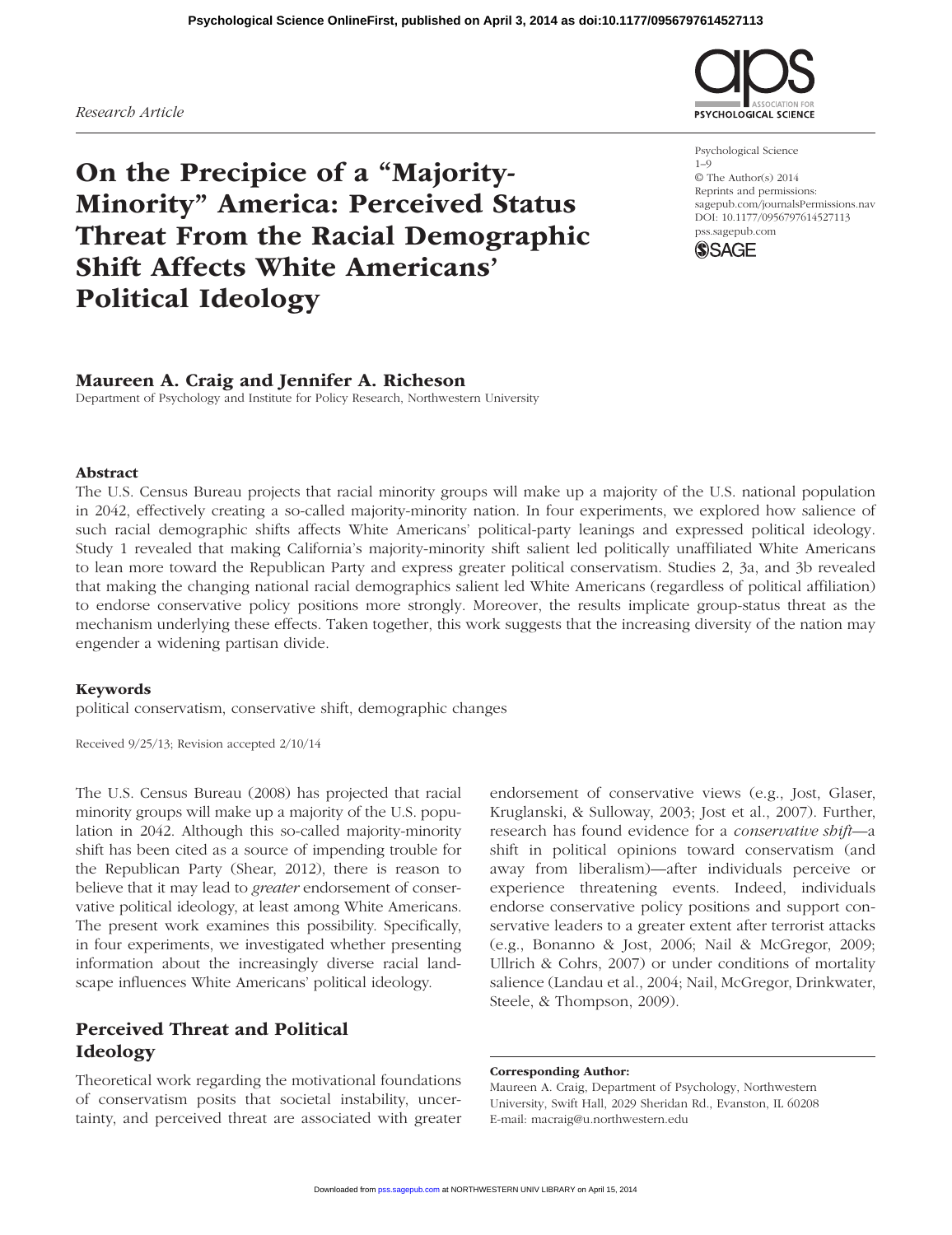*Research Article*

# On the Precipice of a "Majority-Minority" America: Perceived Status Threat From the Racial Demographic Shift Affects White Americans' Political Ideology

Psychological Science
1–9
© The Author(s) 2014
Reprints and permissions:
sagepub.com/journalsPermissions.nav
DOI: 10.1177/0956797614527113
pss.sagepub.com

**Maureen A. Craig and Jennifer A. Richeson**

Department of Psychology and Institute for Policy Research, Northwestern University

## Abstract

The U.S. Census Bureau projects that racial minority groups will make up a majority of the U.S. national population in 2042, effectively creating a so-called majority-minority nation. In four experiments, we explored how salience of such racial demographic shifts affects White Americans' political-party leanings and expressed political ideology. Study 1 revealed that making California's majority-minority shift salient led politically unaffiliated White Americans to lean more toward the Republican Party and express greater political conservatism. Studies 2, 3a, and 3b revealed that making the changing national racial demographics salient led White Americans (regardless of political affiliation) to endorse conservative policy positions more strongly. Moreover, the results implicate group-status threat as the mechanism underlying these effects. Taken together, this work suggests that the increasing diversity of the nation may engender a widening partisan divide.

### Keywords

political conservatism, conservative shift, demographic changes

Received 9/25/13; Revision accepted 2/10/14

The U.S. Census Bureau (2008) has projected that racial minority groups will make up a majority of the U.S. population in 2042. Although this so-called majority-minority shift has been cited as a source of impending trouble for the Republican Party (Shear, 2012), there is reason to believe that it may lead to *greater* endorsement of conservative political ideology, at least among White Americans. The present work examines this possibility. Specifically, in four experiments, we investigated whether presenting information about the increasingly diverse racial landscape influences White Americans' political ideology.

## Perceived Threat and Political Ideology

Theoretical work regarding the motivational foundations of conservatism posits that societal instability, uncertainty, and perceived threat are associated with greater endorsement of conservative views (e.g., Jost, Glaser, Kruglanski, & Sulloway, 2003; Jost et al., 2007). Further, research has found evidence for a *conservative shift*—a shift in political opinions toward conservatism (and away from liberalism)—after individuals perceive or experience threatening events. Indeed, individuals endorse conservative policy positions and support conservative leaders to a greater extent after terrorist attacks (e.g., Bonanno & Jost, 2006; Nail & McGregor, 2009; Ullrich & Cohrs, 2007) or under conditions of mortality salience (Landau et al., 2004; Nail, McGregor, Drinkwater, Steele, & Thompson, 2009).

**Corresponding Author:**
Maureen A. Craig, Department of Psychology, Northwestern University, Swift Hall, 2029 Sheridan Rd., Evanston, IL 60208
E-mail: macraig@u.northwestern.edu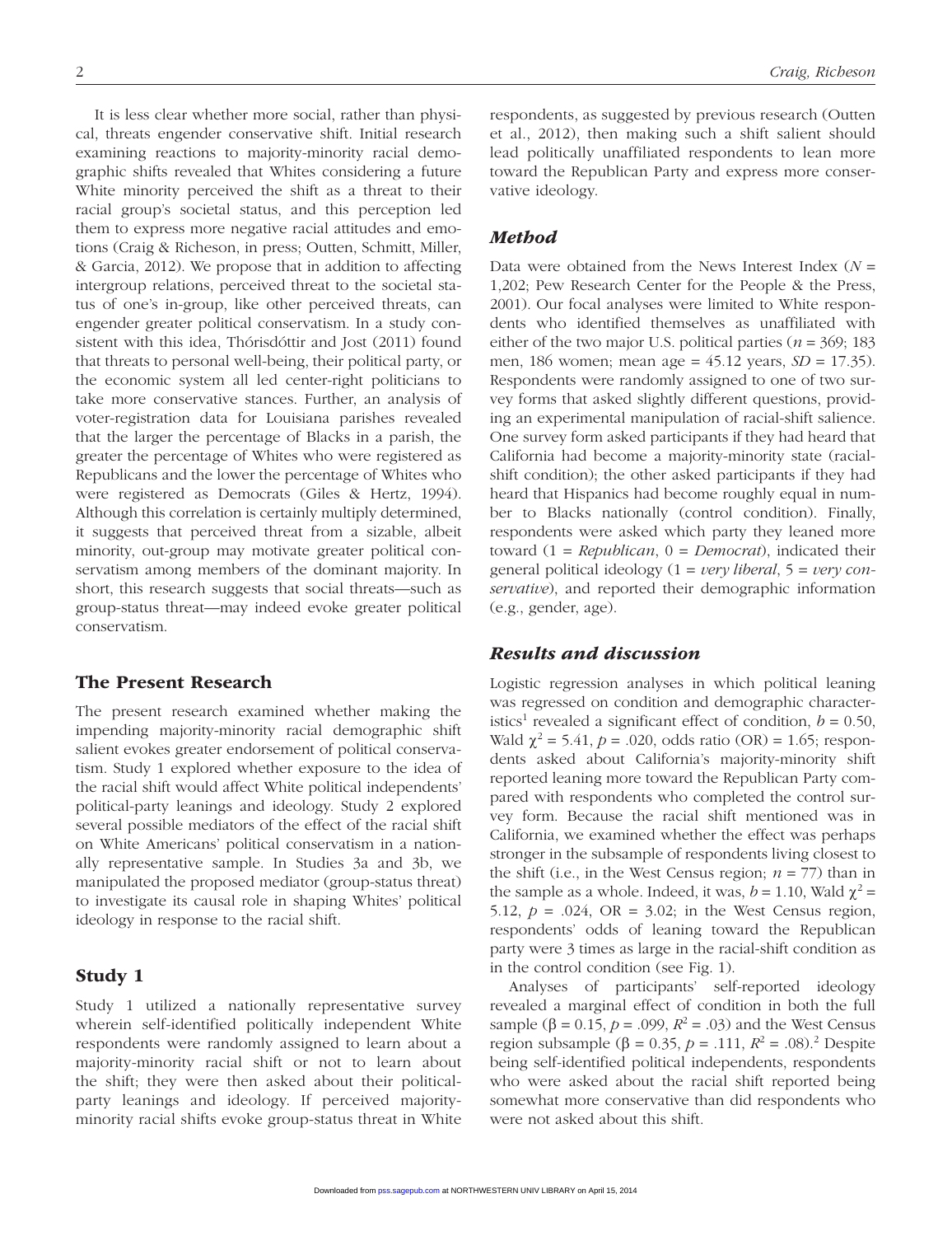It is less clear whether more social, rather than physical, threats engender conservative shift. Initial research examining reactions to majority-minority racial demographic shifts revealed that Whites considering a future White minority perceived the shift as a threat to their racial group's societal status, and this perception led them to express more negative racial attitudes and emotions (Craig & Richeson, in press; Outten, Schmitt, Miller, & Garcia, 2012). We propose that in addition to affecting intergroup relations, perceived threat to the societal status of one's in-group, like other perceived threats, can engender greater political conservatism. In a study consistent with this idea, Thórisdóttir and Jost (2011) found that threats to personal well-being, their political party, or the economic system all led center-right politicians to take more conservative stances. Further, an analysis of voter-registration data for Louisiana parishes revealed that the larger the percentage of Blacks in a parish, the greater the percentage of Whites who were registered as Republicans and the lower the percentage of Whites who were registered as Democrats (Giles & Hertz, 1994). Although this correlation is certainly multiply determined, it suggests that perceived threat from a sizable, albeit minority, out-group may motivate greater political conservatism among members of the dominant majority. In short, this research suggests that social threats—such as group-status threat—may indeed evoke greater political conservatism.

## The Present Research

The present research examined whether making the impending majority-minority racial demographic shift salient evokes greater endorsement of political conservatism. Study 1 explored whether exposure to the idea of the racial shift would affect White political independents' political-party leanings and ideology. Study 2 explored several possible mediators of the effect of the racial shift on White Americans' political conservatism in a nationally representative sample. In Studies 3a and 3b, we manipulated the proposed mediator (group-status threat) to investigate its causal role in shaping Whites' political ideology in response to the racial shift.

## Study 1

Study 1 utilized a nationally representative survey wherein self-identified politically independent White respondents were randomly assigned to learn about a majority-minority racial shift or not to learn about the shift; they were then asked about their political-party leanings and ideology. If perceived majority-minority racial shifts evoke group-status threat in White respondents, as suggested by previous research (Outten et al., 2012), then making such a shift salient should lead politically unaffiliated respondents to lean more toward the Republican Party and express more conservative ideology.

### Method

Data were obtained from the News Interest Index ($N$ = 1,202; Pew Research Center for the People & the Press, 2001). Our focal analyses were limited to White respondents who identified themselves as unaffiliated with either of the two major U.S. political parties ($n$ = 369; 183 men, 186 women; mean age = 45.12 years, $SD$ = 17.35). Respondents were randomly assigned to one of two survey forms that asked slightly different questions, providing an experimental manipulation of racial-shift salience. One survey form asked participants if they had heard that California had become a majority-minority state (racial-shift condition); the other asked participants if they had heard that Hispanics had become roughly equal in number to Blacks nationally (control condition). Finally, respondents were asked which party they leaned more toward (1 = *Republican*, 0 = *Democrat*), indicated their general political ideology (1 = *very liberal*, 5 = *very conservative*), and reported their demographic information (e.g., gender, age).

### Results and discussion

Logistic regression analyses in which political leaning was regressed on condition and demographic characteristics[1] revealed a significant effect of condition, $b = 0.50$, Wald $\chi^2 = 5.41$, $p = .020$, odds ratio (OR) = 1.65; respondents asked about California's majority-minority shift reported leaning more toward the Republican Party compared with respondents who completed the control survey form. Because the racial shift mentioned was in California, we examined whether the effect was perhaps stronger in the subsample of respondents living closest to the shift (i.e., in the West Census region; $n$ = 77) than in the sample as a whole. Indeed, it was, $b = 1.10$, Wald $\chi^2 = 5.12$, $p = .024$, OR = 3.02; in the West Census region, respondents' odds of leaning toward the Republican party were 3 times as large in the racial-shift condition as in the control condition (see Fig. 1).

Analyses of participants' self-reported ideology revealed a marginal effect of condition in both the full sample ($\beta = 0.15$, $p = .099$, $R^2 = .03$) and the West Census region subsample ($\beta = 0.35$, $p = .111$, $R^2 = .08$).[2] Despite being self-identified political independents, respondents who were asked about the racial shift reported being somewhat more conservative than did respondents who were not asked about this shift.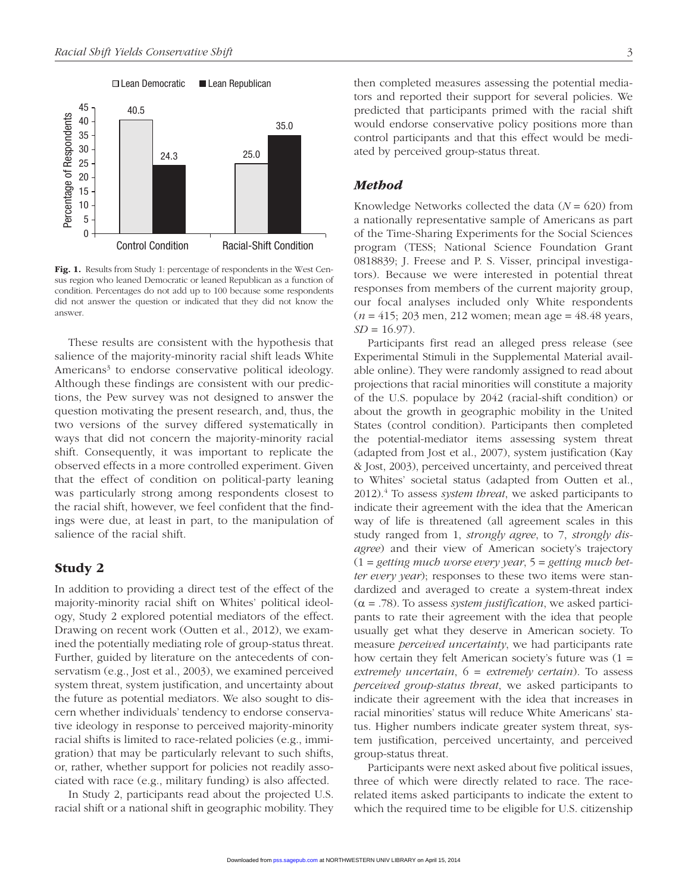Fig. 1. Results from Study 1: percentage of respondents in the West Census region who leaned Democratic or leaned Republican as a function of condition. Percentages do not add up to 100 because some respondents did not answer the question or indicated that they did not know the answer.

These results are consistent with the hypothesis that salience of the majority-minority racial shift leads White Americans[3] to endorse conservative political ideology. Although these findings are consistent with our predictions, the Pew survey was not designed to answer the question motivating the present research, and, thus, the two versions of the survey differed systematically in ways that did not concern the majority-minority racial shift. Consequently, it was important to replicate the observed effects in a more controlled experiment. Given that the effect of condition on political-party leaning was particularly strong among respondents closest to the racial shift, however, we feel confident that the findings were due, at least in part, to the manipulation of salience of the racial shift.

## Study 2

In addition to providing a direct test of the effect of the majority-minority racial shift on Whites' political ideology, Study 2 explored potential mediators of the effect. Drawing on recent work (Outten et al., 2012), we examined the potentially mediating role of group-status threat. Further, guided by literature on the antecedents of conservatism (e.g., Jost et al., 2003), we examined perceived system threat, system justification, and uncertainty about the future as potential mediators. We also sought to discern whether individuals' tendency to endorse conservative ideology in response to perceived majority-minority racial shifts is limited to race-related policies (e.g., immigration) that may be particularly relevant to such shifts, or, rather, whether support for policies not readily associated with race (e.g., military funding) is also affected.

In Study 2, participants read about the projected U.S. racial shift or a national shift in geographic mobility. They then completed measures assessing the potential mediators and reported their support for several policies. We predicted that participants primed with the racial shift would endorse conservative policy positions more than control participants and that this effect would be mediated by perceived group-status threat.

### Method

Knowledge Networks collected the data ($N = 620$) from a nationally representative sample of Americans as part of the Time-Sharing Experiments for the Social Sciences program (TESS; National Science Foundation Grant 0818839; J. Freese and P. S. Visser, principal investigators). Because we were interested in potential threat responses from members of the current majority group, our focal analyses included only White respondents ($n = 415$; 203 men, 212 women; mean age = 48.48 years, $SD = 16.97$).

Participants first read an alleged press release (see Experimental Stimuli in the Supplemental Material available online). They were randomly assigned to read about projections that racial minorities will constitute a majority of the U.S. populace by 2042 (racial-shift condition) or about the growth in geographic mobility in the United States (control condition). Participants then completed the potential-mediator items assessing system threat (adapted from Jost et al., 2007), system justification (Kay & Jost, 2003), perceived uncertainty, and perceived threat to Whites' societal status (adapted from Outten et al., 2012).[4] To assess *system threat*, we asked participants to indicate their agreement with the idea that the American way of life is threatened (all agreement scales in this study ranged from 1, *strongly agree*, to 7, *strongly disagree*) and their view of American society's trajectory (1 = *getting much worse every year*, 5 = *getting much better every year*); responses to these two items were standardized and averaged to create a system-threat index ($\alpha = .78$). To assess *system justification*, we asked participants to rate their agreement with the idea that people usually get what they deserve in American society. To measure *perceived uncertainty*, we had participants rate how certain they felt American society's future was (1 = *extremely uncertain*, 6 = *extremely certain*). To assess *perceived group-status threat*, we asked participants to indicate their agreement with the idea that increases in racial minorities' status will reduce White Americans' status. Higher numbers indicate greater system threat, system justification, perceived uncertainty, and perceived group-status threat.

Participants were next asked about five political issues, three of which were directly related to race. The race-related items asked participants to indicate the extent to which the required time to be eligible for U.S. citizenship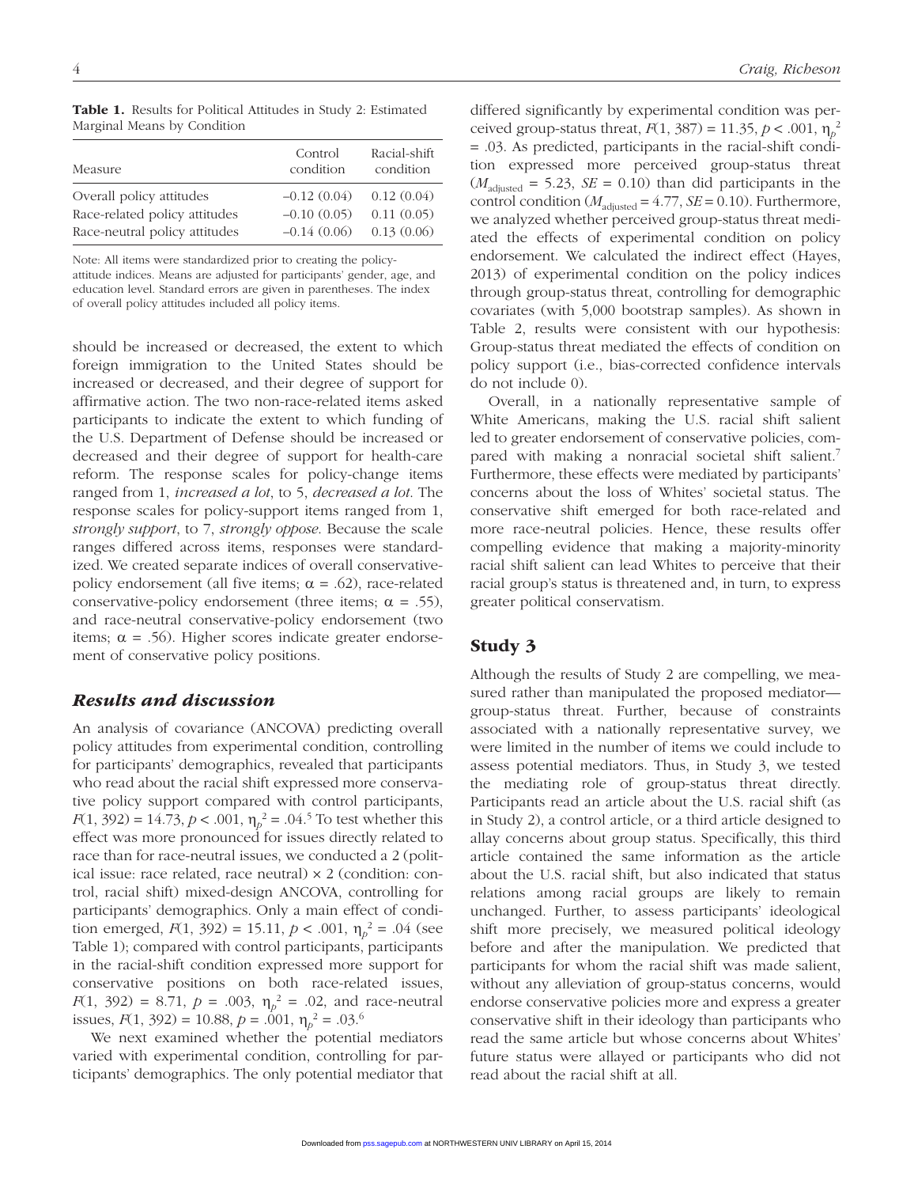**Table 1.** Results for Political Attitudes in Study 2: Estimated Marginal Means by Condition

| Measure | Control condition | Racial-shift condition |
|---|---|---|
| Overall policy attitudes | –0.12 (0.04) | 0.12 (0.04) |
| Race-related policy attitudes | –0.10 (0.05) | 0.11 (0.05) |
| Race-neutral policy attitudes | –0.14 (0.06) | 0.13 (0.06) |

Note: All items were standardized prior to creating the policy-attitude indices. Means are adjusted for participants' gender, age, and education level. Standard errors are given in parentheses. The index of overall policy attitudes included all policy items.

should be increased or decreased, the extent to which foreign immigration to the United States should be increased or decreased, and their degree of support for affirmative action. The two non-race-related items asked participants to indicate the extent to which funding of the U.S. Department of Defense should be increased or decreased and their degree of support for health-care reform. The response scales for policy-change items ranged from 1, *increased a lot*, to 5, *decreased a lot*. The response scales for policy-support items ranged from 1, *strongly support*, to 7, *strongly oppose*. Because the scale ranges differed across items, responses were standardized. We created separate indices of overall conservative-policy endorsement (all five items; $\alpha = .62$), race-related conservative-policy endorsement (three items; $\alpha = .55$), and race-neutral conservative-policy endorsement (two items; $\alpha = .56$). Higher scores indicate greater endorsement of conservative policy positions.

### *Results and discussion*

An analysis of covariance (ANCOVA) predicting overall policy attitudes from experimental condition, controlling for participants' demographics, revealed that participants who read about the racial shift expressed more conservative policy support compared with control participants, $F(1, 392) = 14.73$, $p < .001$, $\eta_p^2 = .04$.[5] To test whether this effect was more pronounced for issues directly related to race than for race-neutral issues, we conducted a 2 (political issue: race related, race neutral) × 2 (condition: control, racial shift) mixed-design ANCOVA, controlling for participants' demographics. Only a main effect of condition emerged, $F(1, 392) = 15.11$, $p < .001$, $\eta_p^2 = .04$ (see Table 1); compared with control participants, participants in the racial-shift condition expressed more support for conservative positions on both race-related issues, $F(1, 392) = 8.71$, $p = .003$, $\eta_p^2 = .02$, and race-neutral issues, $F(1, 392) = 10.88$, $p = .001$, $\eta_p^2 = .03$.[6]

We next examined whether the potential mediators varied with experimental condition, controlling for participants' demographics. The only potential mediator that differed significantly by experimental condition was perceived group-status threat, $F(1, 387) = 11.35$, $p < .001$, $\eta_p^2 = .03$. As predicted, participants in the racial-shift condition expressed more perceived group-status threat ($M_{\text{adjusted}} = 5.23$, $SE = 0.10$) than did participants in the control condition ($M_{\text{adjusted}} = 4.77$, $SE = 0.10$). Furthermore, we analyzed whether perceived group-status threat mediated the effects of experimental condition on policy endorsement. We calculated the indirect effect (Hayes, 2013) of experimental condition on the policy indices through group-status threat, controlling for demographic covariates (with 5,000 bootstrap samples). As shown in Table 2, results were consistent with our hypothesis: Group-status threat mediated the effects of condition on policy support (i.e., bias-corrected confidence intervals do not include 0).

Overall, in a nationally representative sample of White Americans, making the U.S. racial shift salient led to greater endorsement of conservative policies, compared with making a nonracial societal shift salient.[7] Furthermore, these effects were mediated by participants' concerns about the loss of Whites' societal status. The conservative shift emerged for both race-related and more race-neutral policies. Hence, these results offer compelling evidence that making a majority-minority racial shift salient can lead Whites to perceive that their racial group's status is threatened and, in turn, to express greater political conservatism.

## Study 3

Although the results of Study 2 are compelling, we measured rather than manipulated the proposed mediator—group-status threat. Further, because of constraints associated with a nationally representative survey, we were limited in the number of items we could include to assess potential mediators. Thus, in Study 3, we tested the mediating role of group-status threat directly. Participants read an article about the U.S. racial shift (as in Study 2), a control article, or a third article designed to allay concerns about group status. Specifically, this third article contained the same information as the article about the U.S. racial shift, but also indicated that status relations among racial groups are likely to remain unchanged. Further, to assess participants' ideological shift more precisely, we measured political ideology before and after the manipulation. We predicted that participants for whom the racial shift was made salient, without any alleviation of group-status concerns, would endorse conservative policies more and express a greater conservative shift in their ideology than participants who read the same article but whose concerns about Whites' future status were allayed or participants who did not read about the racial shift at all.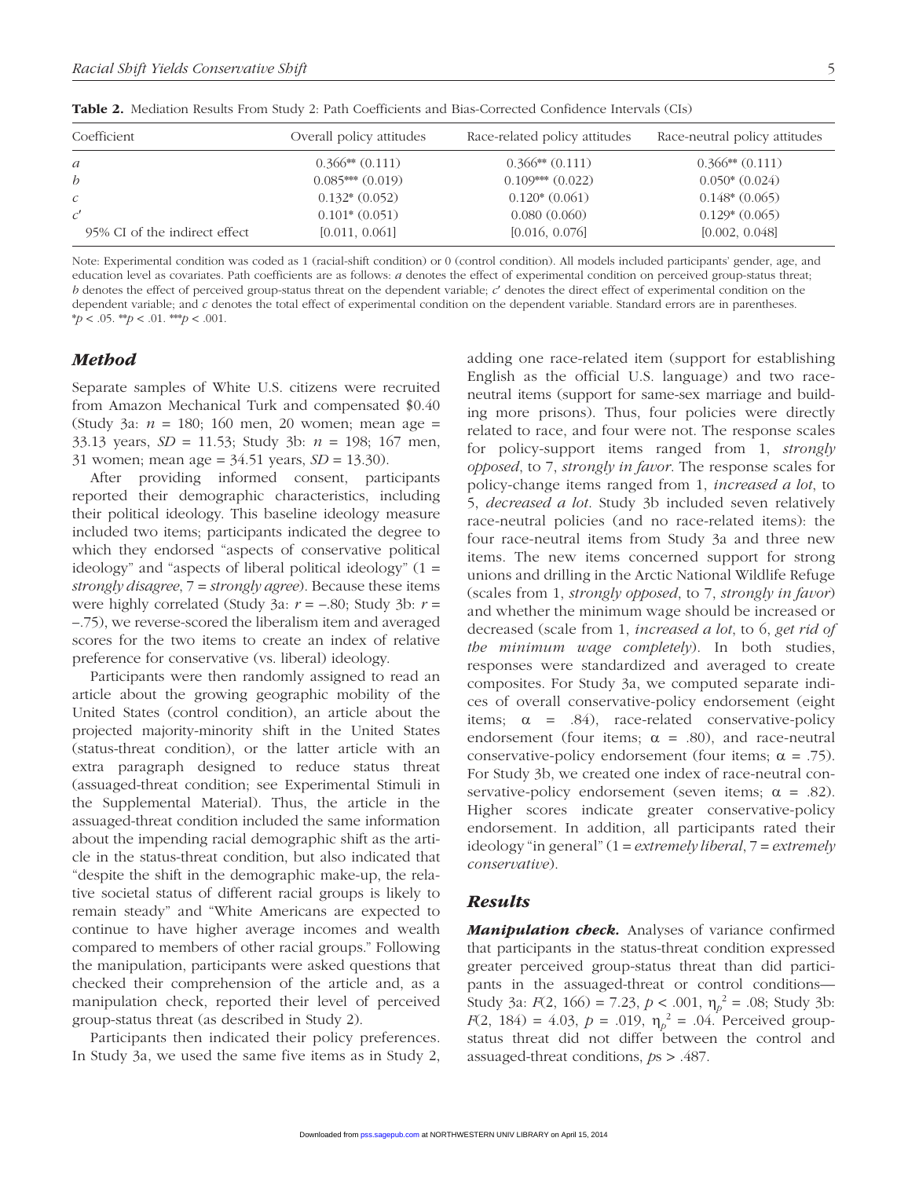**Table 2.** Mediation Results From Study 2: Path Coefficients and Bias-Corrected Confidence Intervals (CIs)

| Coefficient | Overall policy attitudes | Race-related policy attitudes | Race-neutral policy attitudes |
|---|---|---|---|
| $a$ | 0.366** (0.111) | 0.366** (0.111) | 0.366** (0.111) |
| $b$ | 0.085*** (0.019) | 0.109*** (0.022) | 0.050* (0.024) |
| $c$ | 0.132* (0.052) | 0.120* (0.061) | 0.148* (0.065) |
| $c'$ | 0.101* (0.051) | 0.080 (0.060) | 0.129* (0.065) |
| 95% CI of the indirect effect | [0.011, 0.061] | [0.016, 0.076] | [0.002, 0.048] |

Note: Experimental condition was coded as 1 (racial-shift condition) or 0 (control condition). All models included participants' gender, age, and education level as covariates. Path coefficients are as follows: $a$ denotes the effect of experimental condition on perceived group-status threat; $b$ denotes the effect of perceived group-status threat on the dependent variable; $c'$ denotes the direct effect of experimental condition on the dependent variable; and $c$ denotes the total effect of experimental condition on the dependent variable. Standard errors are in parentheses.
*$p < .05$. **$p < .01$. ***$p < .001$.

## *Method*

Separate samples of White U.S. citizens were recruited from Amazon Mechanical Turk and compensated \$0.40 (Study 3a: $n$ = 180; 160 men, 20 women; mean age = 33.13 years, $SD$ = 11.53; Study 3b: $n$ = 198; 167 men, 31 women; mean age = 34.51 years, $SD$ = 13.30).

After providing informed consent, participants reported their demographic characteristics, including their political ideology. This baseline ideology measure included two items; participants indicated the degree to which they endorsed "aspects of conservative political ideology" and "aspects of liberal political ideology" (1 = *strongly disagree*, 7 = *strongly agree*). Because these items were highly correlated (Study 3a: $r$ = −.80; Study 3b: $r$ = −.75), we reverse-scored the liberalism item and averaged scores for the two items to create an index of relative preference for conservative (vs. liberal) ideology.

Participants were then randomly assigned to read an article about the growing geographic mobility of the United States (control condition), an article about the projected majority-minority shift in the United States (status-threat condition), or the latter article with an extra paragraph designed to reduce status threat (assuaged-threat condition; see Experimental Stimuli in the Supplemental Material). Thus, the article in the assuaged-threat condition included the same information about the impending racial demographic shift as the article in the status-threat condition, but also indicated that "despite the shift in the demographic make-up, the relative societal status of different racial groups is likely to remain steady" and "White Americans are expected to continue to have higher average incomes and wealth compared to members of other racial groups." Following the manipulation, participants were asked questions that checked their comprehension of the article and, as a manipulation check, reported their level of perceived group-status threat (as described in Study 2).

Participants then indicated their policy preferences. In Study 3a, we used the same five items as in Study 2, adding one race-related item (support for establishing English as the official U.S. language) and two race-neutral items (support for same-sex marriage and building more prisons). Thus, four policies were directly related to race, and four were not. The response scales for policy-support items ranged from 1, *strongly opposed*, to 7, *strongly in favor*. The response scales for policy-change items ranged from 1, *increased a lot*, to 5, *decreased a lot*. Study 3b included seven relatively race-neutral policies (and no race-related items): the four race-neutral items from Study 3a and three new items. The new items concerned support for strong unions and drilling in the Arctic National Wildlife Refuge (scales from 1, *strongly opposed*, to 7, *strongly in favor*) and whether the minimum wage should be increased or decreased (scale from 1, *increased a lot*, to 6, *get rid of the minimum wage completely*). In both studies, responses were standardized and averaged to create composites. For Study 3a, we computed separate indices of overall conservative-policy endorsement (eight items; $\alpha$ = .84), race-related conservative-policy endorsement (four items; $\alpha$ = .80), and race-neutral conservative-policy endorsement (four items; $\alpha$ = .75). For Study 3b, we created one index of race-neutral conservative-policy endorsement (seven items; $\alpha$ = .82). Higher scores indicate greater conservative-policy endorsement. In addition, all participants rated their ideology "in general" (1 = *extremely liberal*, 7 = *extremely conservative*).

## *Results*

***Manipulation check.*** Analyses of variance confirmed that participants in the status-threat condition expressed greater perceived group-status threat than did participants in the assuaged-threat or control conditions—Study 3a: $F(2, 166) = 7.23$, $p < .001$, $\eta_p^2 = .08$; Study 3b: $F(2, 184) = 4.03$, $p = .019$, $\eta_p^2 = .04$. Perceived group-status threat did not differ between the control and assuaged-threat conditions, $p$s > .487.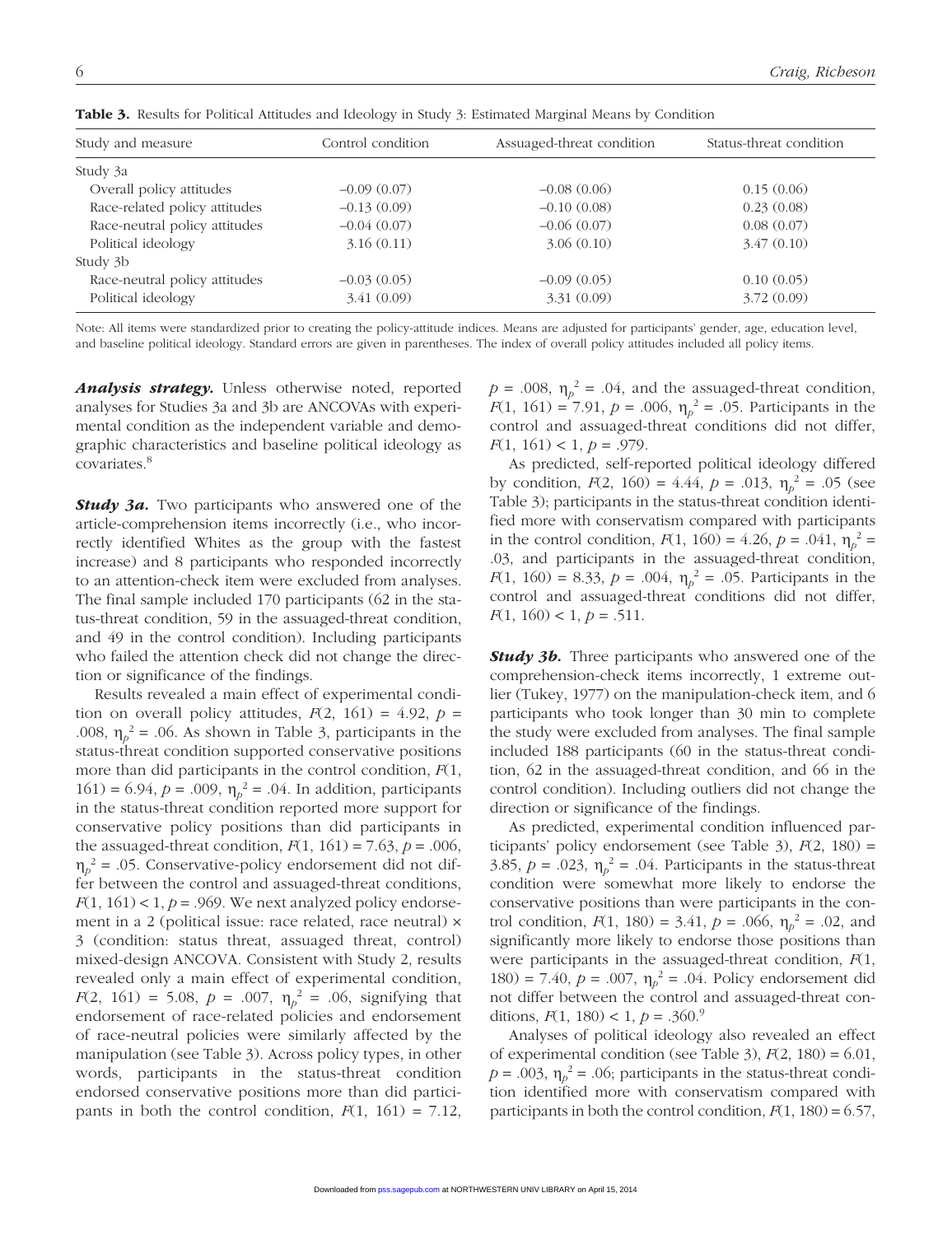**Table 3.** Results for Political Attitudes and Ideology in Study 3: Estimated Marginal Means by Condition

| Study and measure | Control condition | Assuaged-threat condition | Status-threat condition |
|---|---|---|---|
| Study 3a | | | |
| Overall policy attitudes | −0.09 (0.07) | −0.08 (0.06) | 0.15 (0.06) |
| Race-related policy attitudes | −0.13 (0.09) | −0.10 (0.08) | 0.23 (0.08) |
| Race-neutral policy attitudes | −0.04 (0.07) | −0.06 (0.07) | 0.08 (0.07) |
| Political ideology | 3.16 (0.11) | 3.06 (0.10) | 3.47 (0.10) |
| Study 3b | | | |
| Race-neutral policy attitudes | −0.03 (0.05) | −0.09 (0.05) | 0.10 (0.05) |
| Political ideology | 3.41 (0.09) | 3.31 (0.09) | 3.72 (0.09) |

Note: All items were standardized prior to creating the policy-attitude indices. Means are adjusted for participants' gender, age, education level, and baseline political ideology. Standard errors are given in parentheses. The index of overall policy attitudes included all policy items.

***Analysis strategy.*** Unless otherwise noted, reported analyses for Studies 3a and 3b are ANCOVAs with experimental condition as the independent variable and demographic characteristics and baseline political ideology as covariates.[8]

***Study 3a.*** Two participants who answered one of the article-comprehension items incorrectly (i.e., who incorrectly identified Whites as the group with the fastest increase) and 8 participants who responded incorrectly to an attention-check item were excluded from analyses. The final sample included 170 participants (62 in the status-threat condition, 59 in the assuaged-threat condition, and 49 in the control condition). Including participants who failed the attention check did not change the direction or significance of the findings.

Results revealed a main effect of experimental condition on overall policy attitudes, $F(2, 161) = 4.92$, $p = .008$, $\eta_p^2 = .06$. As shown in Table 3, participants in the status-threat condition supported conservative positions more than did participants in the control condition, $F(1, 161) = 6.94$, $p = .009$, $\eta_p^2 = .04$. In addition, participants in the status-threat condition reported more support for conservative policy positions than did participants in the assuaged-threat condition, $F(1, 161) = 7.63$, $p = .006$, $\eta_p^2 = .05$. Conservative-policy endorsement did not differ between the control and assuaged-threat conditions, $F(1, 161) < 1$, $p = .969$. We next analyzed policy endorsement in a 2 (political issue: race related, race neutral) × 3 (condition: status threat, assuaged threat, control) mixed-design ANCOVA. Consistent with Study 2, results revealed only a main effect of experimental condition, $F(2, 161) = 5.08$, $p = .007$, $\eta_p^2 = .06$, signifying that endorsement of race-related policies and endorsement of race-neutral policies were similarly affected by the manipulation (see Table 3). Across policy types, in other words, participants in the status-threat condition endorsed conservative positions more than did participants in both the control condition, $F(1, 161) = 7.12$, $p = .008$, $\eta_p^2 = .04$, and the assuaged-threat condition, $F(1, 161) = 7.91$, $p = .006$, $\eta_p^2 = .05$. Participants in the control and assuaged-threat conditions did not differ, $F(1, 161) < 1$, $p = .979$.

As predicted, self-reported political ideology differed by condition, $F(2, 160) = 4.44$, $p = .013$, $\eta_p^2 = .05$ (see Table 3); participants in the status-threat condition identified more with conservatism compared with participants in the control condition, $F(1, 160) = 4.26$, $p = .041$, $\eta_p^2 = .03$, and participants in the assuaged-threat condition, $F(1, 160) = 8.33$, $p = .004$, $\eta_p^2 = .05$. Participants in the control and assuaged-threat conditions did not differ, $F(1, 160) < 1$, $p = .511$.

***Study 3b.*** Three participants who answered one of the comprehension-check items incorrectly, 1 extreme outlier (Tukey, 1977) on the manipulation-check item, and 6 participants who took longer than 30 min to complete the study were excluded from analyses. The final sample included 188 participants (60 in the status-threat condition, 62 in the assuaged-threat condition, and 66 in the control condition). Including outliers did not change the direction or significance of the findings.

As predicted, experimental condition influenced participants' policy endorsement (see Table 3), $F(2, 180) = 3.85$, $p = .023$, $\eta_p^2 = .04$. Participants in the status-threat condition were somewhat more likely to endorse the conservative positions than were participants in the control condition, $F(1, 180) = 3.41$, $p = .066$, $\eta_p^2 = .02$, and significantly more likely to endorse those positions than were participants in the assuaged-threat condition, $F(1, 180) = 7.40$, $p = .007$, $\eta_p^2 = .04$. Policy endorsement did not differ between the control and assuaged-threat conditions, $F(1, 180) < 1$, $p = .360$.[9]

Analyses of political ideology also revealed an effect of experimental condition (see Table 3), $F(2, 180) = 6.01$, $p = .003$, $\eta_p^2 = .06$; participants in the status-threat condition identified more with conservatism compared with participants in both the control condition, $F(1, 180) = 6.57$,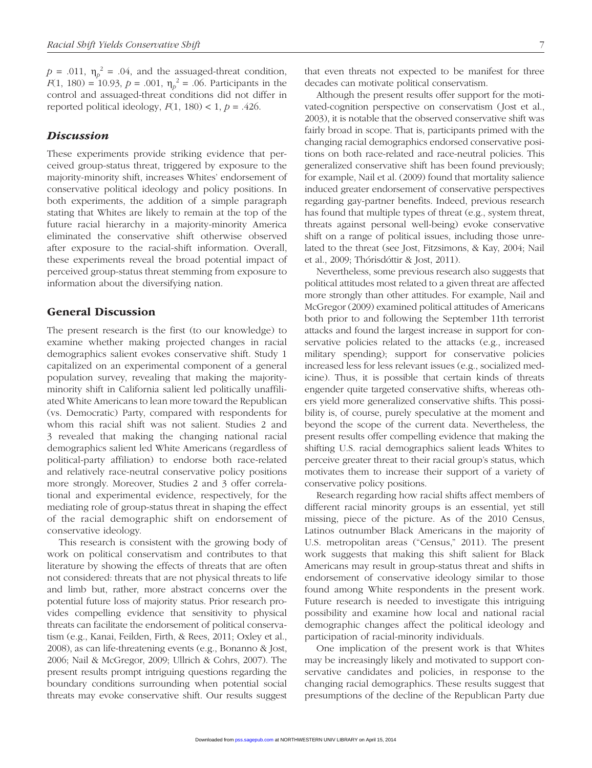$p$ = .011, $\eta_p^2$ = .04, and the assuaged-threat condition, $F$(1, 180) = 10.93, $p$ = .001, $\eta_p^2$ = .06. Participants in the control and assuaged-threat conditions did not differ in reported political ideology, $F$(1, 180) < 1, $p$ = .426.

### *Discussion*

These experiments provide striking evidence that perceived group-status threat, triggered by exposure to the majority-minority shift, increases Whites' endorsement of conservative political ideology and policy positions. In both experiments, the addition of a simple paragraph stating that Whites are likely to remain at the top of the future racial hierarchy in a majority-minority America eliminated the conservative shift otherwise observed after exposure to the racial-shift information. Overall, these experiments reveal the broad potential impact of perceived group-status threat stemming from exposure to information about the diversifying nation.

## General Discussion

The present research is the first (to our knowledge) to examine whether making projected changes in racial demographics salient evokes conservative shift. Study 1 capitalized on an experimental component of a general population survey, revealing that making the majority-minority shift in California salient led politically unaffiliated White Americans to lean more toward the Republican (vs. Democratic) Party, compared with respondents for whom this racial shift was not salient. Studies 2 and 3 revealed that making the changing national racial demographics salient led White Americans (regardless of political-party affiliation) to endorse both race-related and relatively race-neutral conservative policy positions more strongly. Moreover, Studies 2 and 3 offer correlational and experimental evidence, respectively, for the mediating role of group-status threat in shaping the effect of the racial demographic shift on endorsement of conservative ideology.

This research is consistent with the growing body of work on political conservatism and contributes to that literature by showing the effects of threats that are often not considered: threats that are not physical threats to life and limb but, rather, more abstract concerns over the potential future loss of majority status. Prior research provides compelling evidence that sensitivity to physical threats can facilitate the endorsement of political conservatism (e.g., Kanai, Feilden, Firth, & Rees, 2011; Oxley et al., 2008), as can life-threatening events (e.g., Bonanno & Jost, 2006; Nail & McGregor, 2009; Ullrich & Cohrs, 2007). The present results prompt intriguing questions regarding the boundary conditions surrounding when potential social threats may evoke conservative shift. Our results suggest that even threats not expected to be manifest for three decades can motivate political conservatism.

Although the present results offer support for the motivated-cognition perspective on conservatism (Jost et al., 2003), it is notable that the observed conservative shift was fairly broad in scope. That is, participants primed with the changing racial demographics endorsed conservative positions on both race-related and race-neutral policies. This generalized conservative shift has been found previously; for example, Nail et al. (2009) found that mortality salience induced greater endorsement of conservative perspectives regarding gay-partner benefits. Indeed, previous research has found that multiple types of threat (e.g., system threat, threats against personal well-being) evoke conservative shift on a range of political issues, including those unrelated to the threat (see Jost, Fitzsimons, & Kay, 2004; Nail et al., 2009; Thórisdóttir & Jost, 2011).

Nevertheless, some previous research also suggests that political attitudes most related to a given threat are affected more strongly than other attitudes. For example, Nail and McGregor (2009) examined political attitudes of Americans both prior to and following the September 11th terrorist attacks and found the largest increase in support for conservative policies related to the attacks (e.g., increased military spending); support for conservative policies increased less for less relevant issues (e.g., socialized medicine). Thus, it is possible that certain kinds of threats engender quite targeted conservative shifts, whereas others yield more generalized conservative shifts. This possibility is, of course, purely speculative at the moment and beyond the scope of the current data. Nevertheless, the present results offer compelling evidence that making the shifting U.S. racial demographics salient leads Whites to perceive greater threat to their racial group's status, which motivates them to increase their support of a variety of conservative policy positions.

Research regarding how racial shifts affect members of different racial minority groups is an essential, yet still missing, piece of the picture. As of the 2010 Census, Latinos outnumber Black Americans in the majority of U.S. metropolitan areas ("Census," 2011). The present work suggests that making this shift salient for Black Americans may result in group-status threat and shifts in endorsement of conservative ideology similar to those found among White respondents in the present work. Future research is needed to investigate this intriguing possibility and examine how local and national racial demographic changes affect the political ideology and participation of racial-minority individuals.

One implication of the present work is that Whites may be increasingly likely and motivated to support conservative candidates and policies, in response to the changing racial demographics. These results suggest that presumptions of the decline of the Republican Party due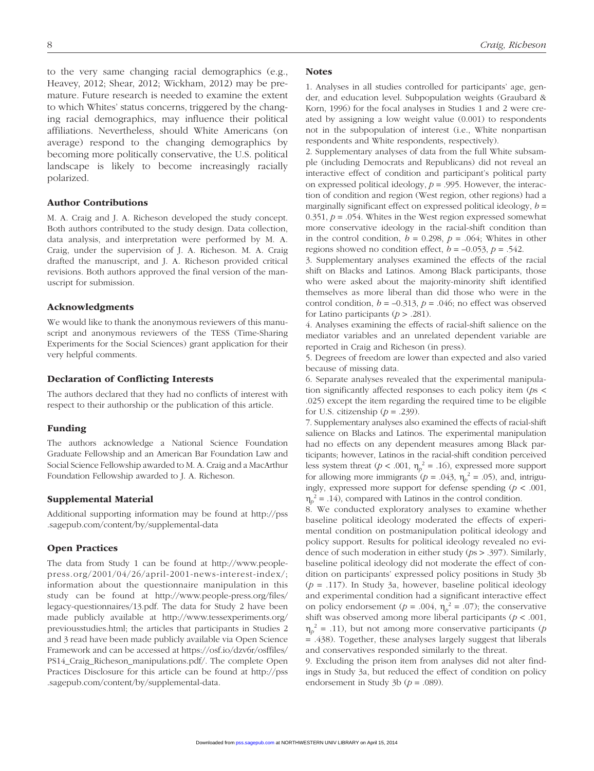to the very same changing racial demographics (e.g., Heavey, 2012; Shear, 2012; Wickham, 2012) may be premature. Future research is needed to examine the extent to which Whites' status concerns, triggered by the changing racial demographics, may influence their political affiliations. Nevertheless, should White Americans (on average) respond to the changing demographics by becoming more politically conservative, the U.S. political landscape is likely to become increasingly racially polarized.

### Author Contributions

M. A. Craig and J. A. Richeson developed the study concept. Both authors contributed to the study design. Data collection, data analysis, and interpretation were performed by M. A. Craig, under the supervision of J. A. Richeson. M. A. Craig drafted the manuscript, and J. A. Richeson provided critical revisions. Both authors approved the final version of the manuscript for submission.

### Acknowledgments

We would like to thank the anonymous reviewers of this manuscript and anonymous reviewers of the TESS (Time-Sharing Experiments for the Social Sciences) grant application for their very helpful comments.

### Declaration of Conflicting Interests

The authors declared that they had no conflicts of interest with respect to their authorship or the publication of this article.

### Funding

The authors acknowledge a National Science Foundation Graduate Fellowship and an American Bar Foundation Law and Social Science Fellowship awarded to M. A. Craig and a MacArthur Foundation Fellowship awarded to J. A. Richeson.

### Supplemental Material

Additional supporting information may be found at http://pss.sagepub.com/content/by/supplemental-data

### Open Practices

The data from Study 1 can be found at http://www.people-press.org/2001/04/26/april-2001-news-interest-index/; information about the questionnaire manipulation in this study can be found at http://www.people-press.org/files/legacy-questionnaires/13.pdf. The data for Study 2 have been made publicly available at http://www.tessexperiments.org/previousstudies.html; the articles that participants in Studies 2 and 3 read have been made publicly available via Open Science Framework and can be accessed at https://osf.io/dzv6r/osffiles/PS14_Craig_Richeson_manipulations.pdf/. The complete Open Practices Disclosure for this article can be found at http://pss.sagepub.com/content/by/supplemental-data.

### Notes

1. Analyses in all studies controlled for participants' age, gender, and education level. Subpopulation weights (Graubard & Korn, 1996) for the focal analyses in Studies 1 and 2 were created by assigning a low weight value (0.001) to respondents not in the subpopulation of interest (i.e., White nonpartisan respondents and White respondents, respectively).

2. Supplementary analyses of data from the full White subsample (including Democrats and Republicans) did not reveal an interactive effect of condition and participant's political party on expressed political ideology, $p = .995$. However, the interaction of condition and region (West region, other regions) had a marginally significant effect on expressed political ideology, $b = 0.351$, $p = .054$. Whites in the West region expressed somewhat more conservative ideology in the racial-shift condition than in the control condition, $b = 0.298$, $p = .064$; Whites in other regions showed no condition effect, $b = -0.053$, $p = .542$.

3. Supplementary analyses examined the effects of the racial shift on Blacks and Latinos. Among Black participants, those who were asked about the majority-minority shift identified themselves as more liberal than did those who were in the control condition, $b = -0.313$, $p = .046$; no effect was observed for Latino participants ($p > .281$).

4. Analyses examining the effects of racial-shift salience on the mediator variables and an unrelated dependent variable are reported in Craig and Richeson (in press).

5. Degrees of freedom are lower than expected and also varied because of missing data.

6. Separate analyses revealed that the experimental manipulation significantly affected responses to each policy item ($p$s < .025) except the item regarding the required time to be eligible for U.S. citizenship ($p = .239$).

7. Supplementary analyses also examined the effects of racial-shift salience on Blacks and Latinos. The experimental manipulation had no effects on any dependent measures among Black participants; however, Latinos in the racial-shift condition perceived less system threat ($p < .001$, $\eta_p^2 = .16$), expressed more support for allowing more immigrants ($p = .043$, $\eta_p^2 = .05$), and, intriguingly, expressed more support for defense spending ($p < .001$, $\eta_p^2 = .14$), compared with Latinos in the control condition.

8. We conducted exploratory analyses to examine whether baseline political ideology moderated the effects of experimental condition on postmanipulation political ideology and policy support. Results for political ideology revealed no evidence of such moderation in either study ($p$s > .397). Similarly, baseline political ideology did not moderate the effect of condition on participants' expressed policy positions in Study 3b ($p = .117$). In Study 3a, however, baseline political ideology and experimental condition had a significant interactive effect on policy endorsement ($p = .004$, $\eta_p^2 = .07$); the conservative shift was observed among more liberal participants ($p < .001$, $\eta_p^2 = .11$), but not among more conservative participants ($p = .438$). Together, these analyses largely suggest that liberals and conservatives responded similarly to the threat.

9. Excluding the prison item from analyses did not alter findings in Study 3a, but reduced the effect of condition on policy endorsement in Study 3b ($p = .089$).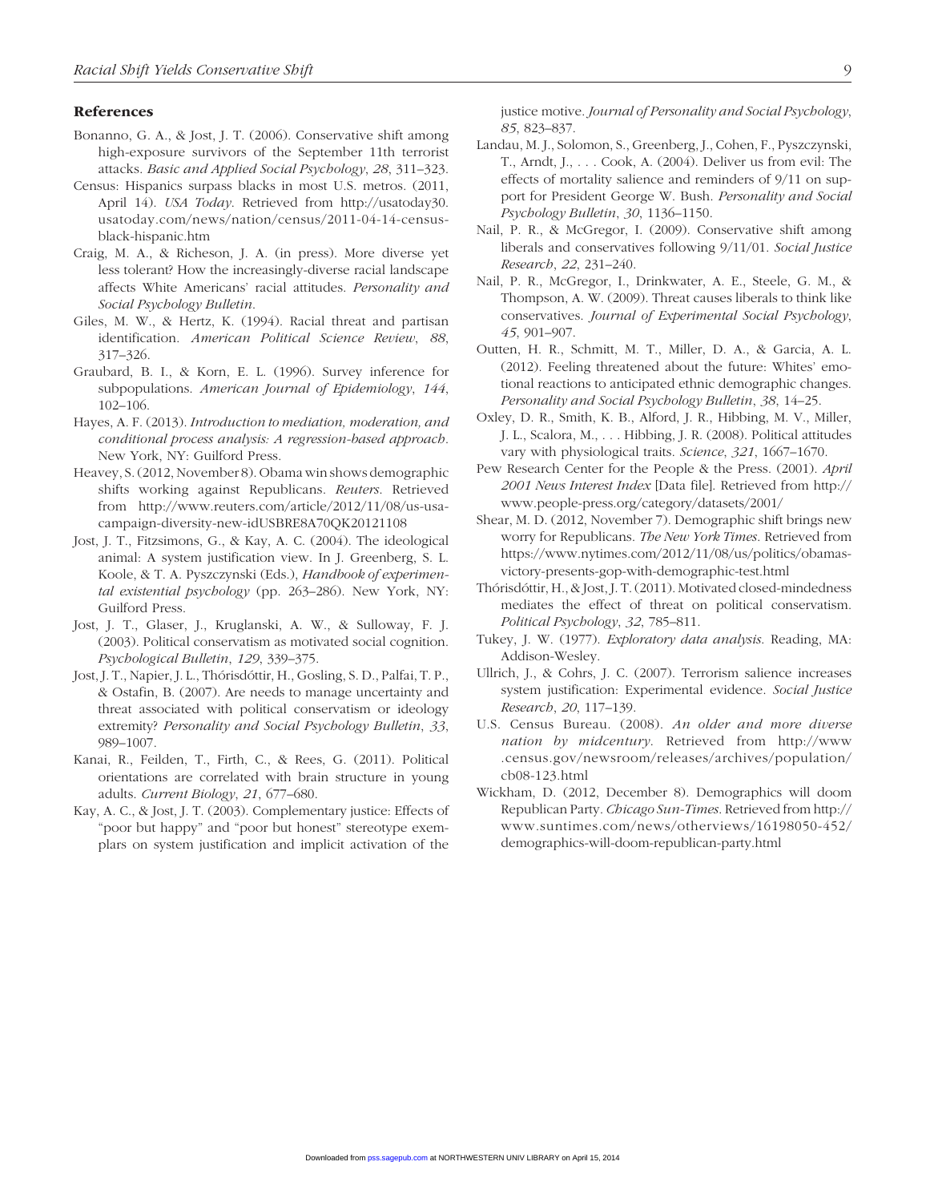## References

Bonanno, G. A., & Jost, J. T. (2006). Conservative shift among high-exposure survivors of the September 11th terrorist attacks. *Basic and Applied Social Psychology*, *28*, 311–323.

Census: Hispanics surpass blacks in most U.S. metros. (2011, April 14). *USA Today*. Retrieved from http://usatoday30.usatoday.com/news/nation/census/2011-04-14-census-black-hispanic.htm

Craig, M. A., & Richeson, J. A. (in press). More diverse yet less tolerant? How the increasingly-diverse racial landscape affects White Americans' racial attitudes. *Personality and Social Psychology Bulletin*.

Giles, M. W., & Hertz, K. (1994). Racial threat and partisan identification. *American Political Science Review*, *88*, 317–326.

Graubard, B. I., & Korn, E. L. (1996). Survey inference for subpopulations. *American Journal of Epidemiology*, *144*, 102–106.

Hayes, A. F. (2013). *Introduction to mediation, moderation, and conditional process analysis: A regression-based approach*. New York, NY: Guilford Press.

Heavey, S. (2012, November 8). Obama win shows demographic shifts working against Republicans. *Reuters*. Retrieved from http://www.reuters.com/article/2012/11/08/us-usa-campaign-diversity-new-idUSBRE8A70QK20121108

Jost, J. T., Fitzsimons, G., & Kay, A. C. (2004). The ideological animal: A system justification view. In J. Greenberg, S. L. Koole, & T. A. Pyszczynski (Eds.), *Handbook of experimental existential psychology* (pp. 263–286). New York, NY: Guilford Press.

Jost, J. T., Glaser, J., Kruglanski, A. W., & Sulloway, F. J. (2003). Political conservatism as motivated social cognition. *Psychological Bulletin*, *129*, 339–375.

Jost, J. T., Napier, J. L., Thórisdóttir, H., Gosling, S. D., Palfai, T. P., & Ostafin, B. (2007). Are needs to manage uncertainty and threat associated with political conservatism or ideology extremity? *Personality and Social Psychology Bulletin*, *33*, 989–1007.

Kanai, R., Feilden, T., Firth, C., & Rees, G. (2011). Political orientations are correlated with brain structure in young adults. *Current Biology*, *21*, 677–680.

Kay, A. C., & Jost, J. T. (2003). Complementary justice: Effects of "poor but happy" and "poor but honest" stereotype exemplars on system justification and implicit activation of the justice motive. *Journal of Personality and Social Psychology*, *85*, 823–837.

Landau, M. J., Solomon, S., Greenberg, J., Cohen, F., Pyszczynski, T., Arndt, J., . . . Cook, A. (2004). Deliver us from evil: The effects of mortality salience and reminders of 9/11 on support for President George W. Bush. *Personality and Social Psychology Bulletin*, *30*, 1136–1150.

Nail, P. R., & McGregor, I. (2009). Conservative shift among liberals and conservatives following 9/11/01. *Social Justice Research*, *22*, 231–240.

Nail, P. R., McGregor, I., Drinkwater, A. E., Steele, G. M., & Thompson, A. W. (2009). Threat causes liberals to think like conservatives. *Journal of Experimental Social Psychology*, *45*, 901–907.

Outten, H. R., Schmitt, M. T., Miller, D. A., & Garcia, A. L. (2012). Feeling threatened about the future: Whites' emotional reactions to anticipated ethnic demographic changes. *Personality and Social Psychology Bulletin*, *38*, 14–25.

Oxley, D. R., Smith, K. B., Alford, J. R., Hibbing, M. V., Miller, J. L., Scalora, M., . . . Hibbing, J. R. (2008). Political attitudes vary with physiological traits. *Science*, *321*, 1667–1670.

Pew Research Center for the People & the Press. (2001). *April 2001 News Interest Index* [Data file]. Retrieved from http://www.people-press.org/category/datasets/2001/

Shear, M. D. (2012, November 7). Demographic shift brings new worry for Republicans. *The New York Times*. Retrieved from https://www.nytimes.com/2012/11/08/us/politics/obamas-victory-presents-gop-with-demographic-test.html

Thórisdóttir, H., & Jost, J. T. (2011). Motivated closed-mindedness mediates the effect of threat on political conservatism. *Political Psychology*, *32*, 785–811.

Tukey, J. W. (1977). *Exploratory data analysis*. Reading, MA: Addison-Wesley.

Ullrich, J., & Cohrs, J. C. (2007). Terrorism salience increases system justification: Experimental evidence. *Social Justice Research*, *20*, 117–139.

U.S. Census Bureau. (2008). *An older and more diverse nation by midcentury*. Retrieved from http://www.census.gov/newsroom/releases/archives/population/cb08-123.html

Wickham, D. (2012, December 8). Demographics will doom Republican Party. *Chicago Sun-Times*. Retrieved from http://www.suntimes.com/news/otherviews/16198050-452/demographics-will-doom-republican-party.html